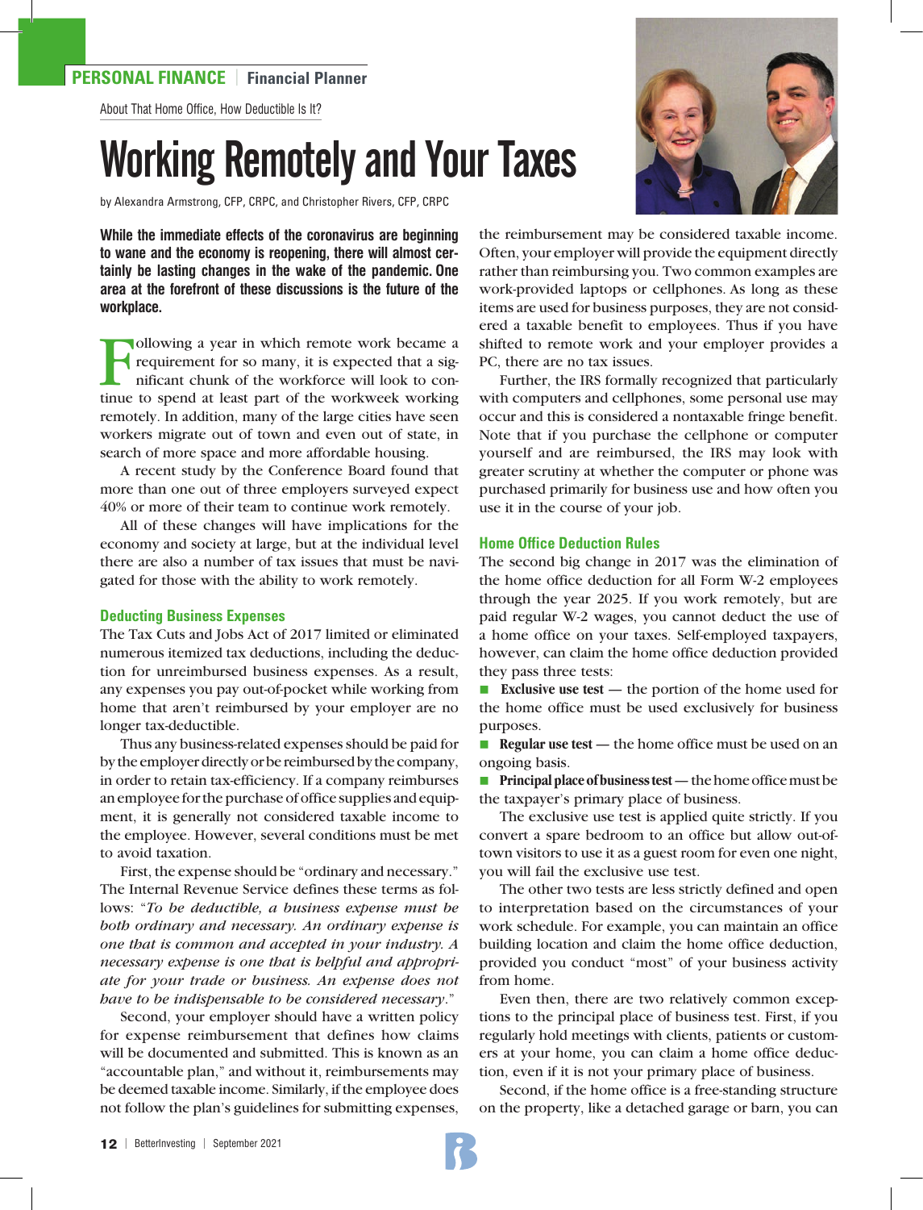**PERSONAL FINANCE** | **Financial Planner**

About That Home Office, How Deductible Is It?

# Working Remotely and Your Taxes

by Alexandra Armstrong, CFP, CRPC, and Christopher Rivers, CFP, CRPC

**While the immediate effects of the coronavirus are beginning to wane and the economy is reopening, there will almost certainly be lasting changes in the wake of the pandemic. One area at the forefront of these discussions is the future of the workplace.**

Following a year in which remote work became a requirement for so many, it is expected that a significant chunk of the workforce will look to continue to spend at least part of the workweek working remotely. In addition, many of the large cities have seen workers migrate out of town and even out of state, in search of more space and more affordable housing.

A recent study by the Conference Board found that more than one out of three employers surveyed expect 40% or more of their team to continue work remotely.

All of these changes will have implications for the economy and society at large, but at the individual level there are also a number of tax issues that must be navigated for those with the ability to work remotely.

## Deducting Business Expenses

The Tax Cuts and Jobs Act of 2017 limited or eliminated numerous itemized tax deductions, including the deduction for unreimbursed business expenses. As a result, any expenses you pay out-of-pocket while working from home that aren't reimbursed by your employer are no longer tax-deductible.

Thus any business-related expenses should be paid for by the employer directly or be reimbursed by the company, in order to retain tax-efficiency. If a company reimburses an employee for the purchase of office supplies and equipment, it is generally not considered taxable income to the employee. However, several conditions must be met to avoid taxation.

First, the expense should be "ordinary and necessary." The Internal Revenue Service defines these terms as follows: "*To be deductible, a business expense must be both ordinary and necessary. An ordinary expense is one that is common and accepted in your industry. A necessary expense is one that is helpful and appropriate for your trade or business. An expense does not have to be indispensable to be considered necessary.*"

Second, your employer should have a written policy for expense reimbursement that defines how claims will be documented and submitted. This is known as an "accountable plan," and without it, reimbursements may be deemed taxable income. Similarly, if the employee does not follow the plan's guidelines for submitting expenses, the reimbursement may be considered taxable income. Often, your employer will provide the equipment directly rather than reimbursing you. Two common examples are work-provided laptops or cellphones. As long as these items are used for business purposes, they are not considered a taxable benefit to employees. Thus if you have shifted to remote work and your employer provides a PC, there are no tax issues.

Further, the IRS formally recognized that particularly with computers and cellphones, some personal use may occur and this is considered a nontaxable fringe benefit. Note that if you purchase the cellphone or computer yourself and are reimbursed, the IRS may look with greater scrutiny at whether the computer or phone was purchased primarily for business use and how often you use it in the course of your job.

## Home Office Deduction Rules

The second big change in 2017 was the elimination of the home office deduction for all Form W-2 employees through the year 2025. If you work remotely, but are paid regular W-2 wages, you cannot deduct the use of a home office on your taxes. Self-employed taxpayers, however, can claim the home office deduction provided they pass three tests:

- **Exclusive use test** — the portion of the home used for the home office must be used exclusively for business purposes.
- **Regular use test** — the home office must be used on an ongoing basis.
- **Principal place of business test** — the home office must be the taxpayer's primary place of business.

The exclusive use test is applied quite strictly. If you convert a spare bedroom to an office but allow out-of-town visitors to use it as a guest room for even one night, you will fail the exclusive use test.

The other two tests are less strictly defined and open to interpretation based on the circumstances of your work schedule. For example, you can maintain an office building location and claim the home office deduction, provided you conduct "most" of your business activity from home.

Even then, there are two relatively common exceptions to the principal place of business test. First, if you regularly hold meetings with clients, patients or customers at your home, you can claim a home office deduction, even if it is not your primary place of business.

Second, if the home office is a free-standing structure on the property, like a detached garage or barn, you can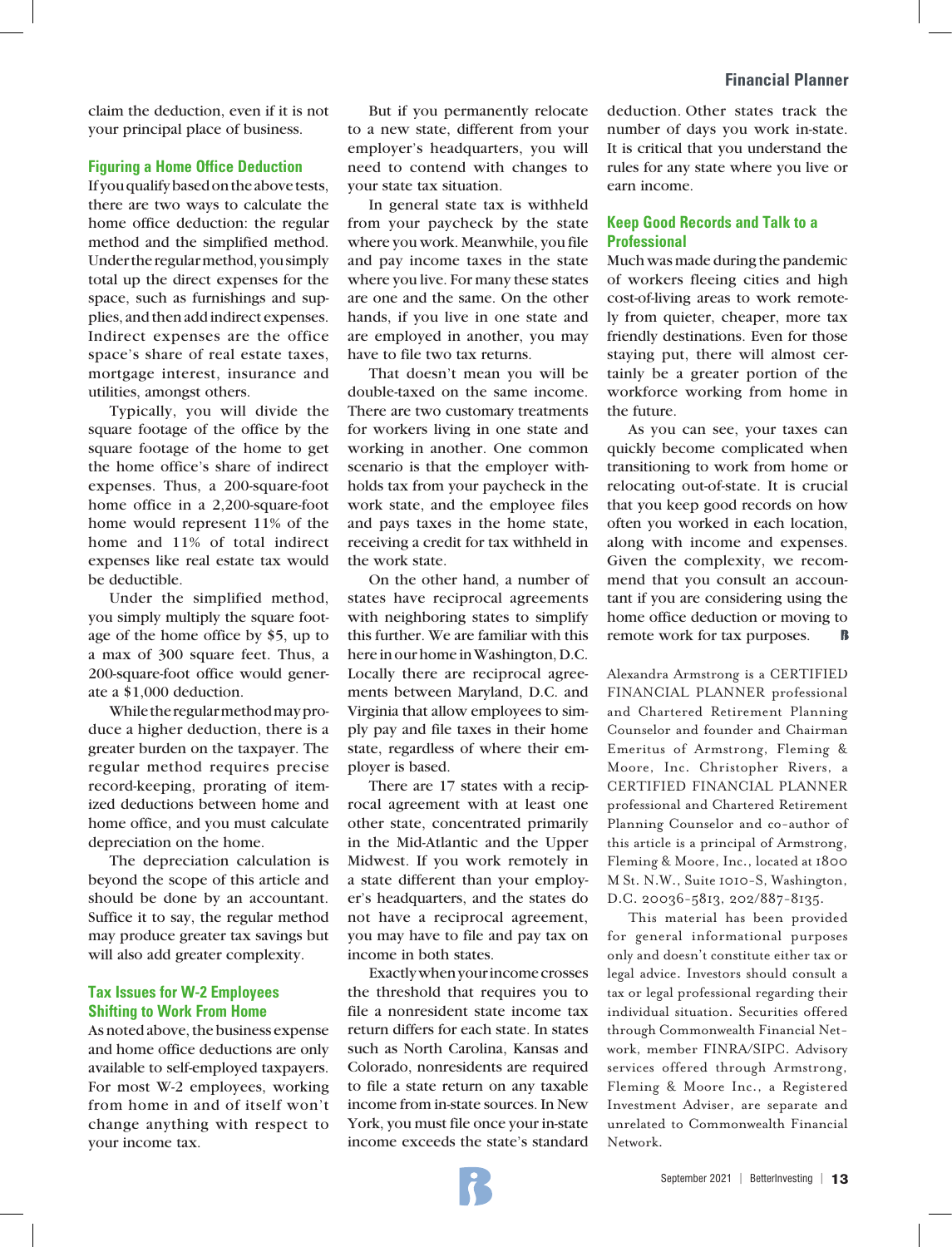claim the deduction, even if it is not your principal place of business.

### Figuring a Home Office Deduction

If you qualify based on the above tests, there are two ways to calculate the home office deduction: the regular method and the simplified method. Under the regular method, you simply total up the direct expenses for the space, such as furnishings and supplies, and then add indirect expenses. Indirect expenses are the office space's share of real estate taxes, mortgage interest, insurance and utilities, amongst others.

Typically, you will divide the square footage of the office by the square footage of the home to get the home office's share of indirect expenses. Thus, a 200-square-foot home office in a 2,200-square-foot home would represent 11% of the home and 11% of total indirect expenses like real estate tax would be deductible.

Under the simplified method, you simply multiply the square footage of the home office by $5, up to a max of 300 square feet. Thus, a 200-square-foot office would generate a $1,000 deduction.

While the regular method may produce a higher deduction, there is a greater burden on the taxpayer. The regular method requires precise record-keeping, prorating of itemized deductions between home and home office, and you must calculate depreciation on the home.

The depreciation calculation is beyond the scope of this article and should be done by an accountant. Suffice it to say, the regular method may produce greater tax savings but will also add greater complexity.

### Tax Issues for W-2 Employees Shifting to Work From Home

As noted above, the business expense and home office deductions are only available to self-employed taxpayers. For most W-2 employees, working from home in and of itself won't change anything with respect to your income tax.

But if you permanently relocate to a new state, different from your employer's headquarters, you will need to contend with changes to your state tax situation.

In general state tax is withheld from your paycheck by the state where you work. Meanwhile, you file and pay income taxes in the state where you live. For many these states are one and the same. On the other hands, if you live in one state and are employed in another, you may have to file two tax returns.

That doesn't mean you will be double-taxed on the same income. There are two customary treatments for workers living in one state and working in another. One common scenario is that the employer withholds tax from your paycheck in the work state, and the employee files and pays taxes in the home state, receiving a credit for tax withheld in the work state.

On the other hand, a number of states have reciprocal agreements with neighboring states to simplify this further. We are familiar with this here in our home in Washington, D.C. Locally there are reciprocal agreements between Maryland, D.C. and Virginia that allow employees to simply pay and file taxes in their home state, regardless of where their employer is based.

There are 17 states with a reciprocal agreement with at least one other state, concentrated primarily in the Mid-Atlantic and the Upper Midwest. If you work remotely in a state different than your employer's headquarters, and the states do not have a reciprocal agreement, you may have to file and pay tax on income in both states.

Exactly when your income crosses the threshold that requires you to file a nonresident state income tax return differs for each state. In states such as North Carolina, Kansas and Colorado, nonresidents are required to file a state return on any taxable income from in-state sources. In New York, you must file once your in-state income exceeds the state's standard deduction. Other states track the number of days you work in-state. It is critical that you understand the rules for any state where you live or earn income.

### Keep Good Records and Talk to a Professional

Much was made during the pandemic of workers fleeing cities and high cost-of-living areas to work remotely from quieter, cheaper, more tax friendly destinations. Even for those staying put, there will almost certainly be a greater portion of the workforce working from home in the future.

As you can see, your taxes can quickly become complicated when transitioning to work from home or relocating out-of-state. It is crucial that you keep good records on how often you worked in each location, along with income and expenses. Given the complexity, we recommend that you consult an accountant if you are considering using the home office deduction or moving to remote work for tax purposes.

Alexandra Armstrong is a CERTIFIED FINANCIAL PLANNER professional and Chartered Retirement Planning Counselor and founder and Chairman Emeritus of Armstrong, Fleming & Moore, Inc. Christopher Rivers, a CERTIFIED FINANCIAL PLANNER professional and Chartered Retirement Planning Counselor and co-author of this article is a principal of Armstrong, Fleming & Moore, Inc., located at 1800 M St. N.W., Suite 1010-S, Washington, D.C. 20036-5813, 202/887-8135.

This material has been provided for general informational purposes only and doesn't constitute either tax or legal advice. Investors should consult a tax or legal professional regarding their individual situation. Securities offered through Commonwealth Financial Network, member FINRA/SIPC. Advisory services offered through Armstrong, Fleming & Moore Inc., a Registered Investment Adviser, are separate and unrelated to Commonwealth Financial Network.